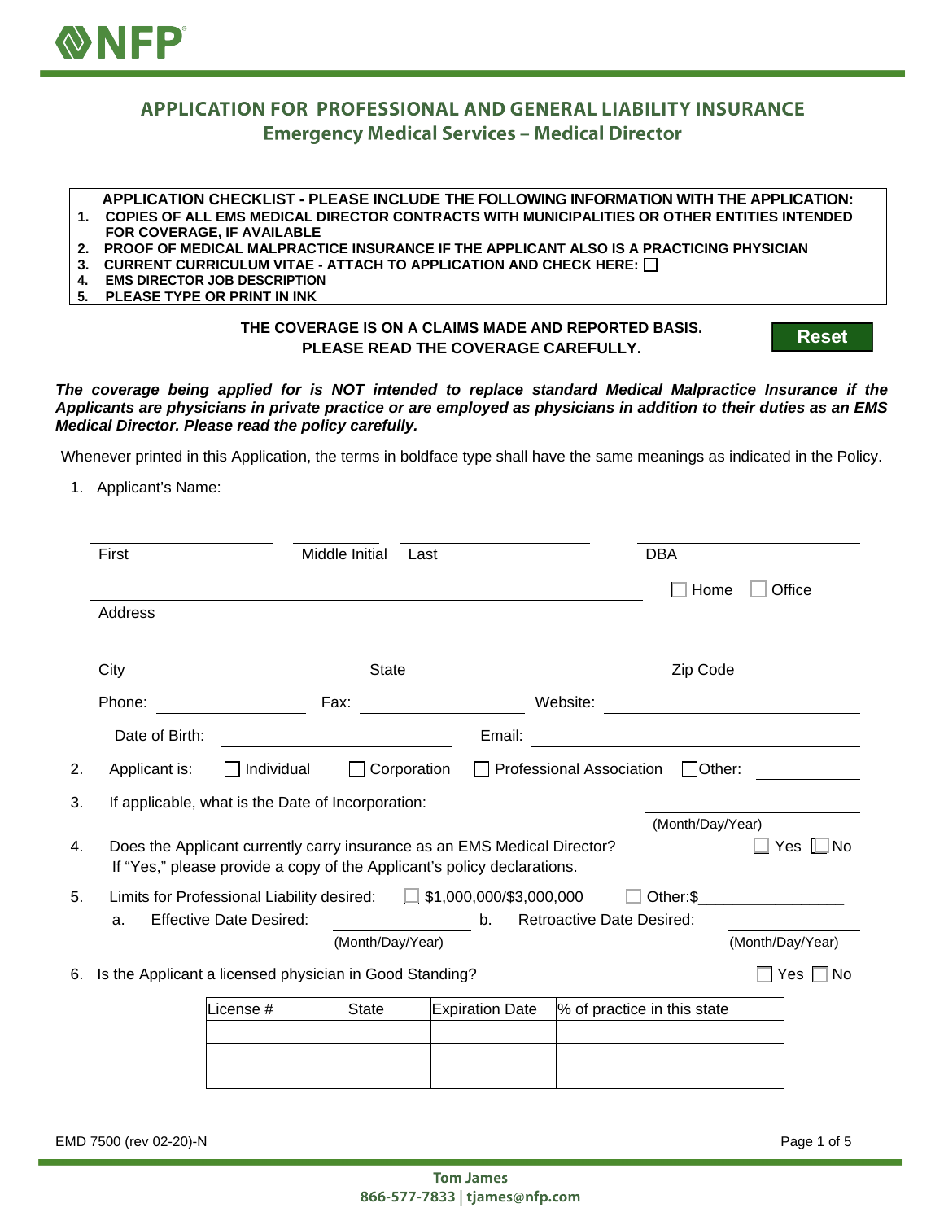# APPLICATION FOR PROFESSIONAL AND GENERAL LIABILITY INSURANCE

## Emergency Medical Services – Medical Director

**APPLICATION CHECKLIST - PLEASE INCLUDE THE FOLLOWING INFORMATION WITH THE APPLICATION:**

1. **COPIES OF ALL EMS MEDICAL DIRECTOR CONTRACTS WITH MUNICIPALITIES OR OTHER ENTITIES INTENDED FOR COVERAGE, IF AVAILABLE**
2. **PROOF OF MEDICAL MALPRACTICE INSURANCE IF THE APPLICANT ALSO IS A PRACTICING PHYSICIAN**
3. **CURRENT CURRICULUM VITAE - ATTACH TO APPLICATION AND CHECK HERE:** ☐
4. **EMS DIRECTOR JOB DESCRIPTION**
5. **PLEASE TYPE OR PRINT IN INK**

**THE COVERAGE IS ON A CLAIMS MADE AND REPORTED BASIS.**
**PLEASE READ THE COVERAGE CAREFULLY.**

Reset

***The coverage being applied for is NOT intended to replace standard Medical Malpractice Insurance if the Applicants are physicians in private practice or are employed as physicians in addition to their duties as an EMS Medical Director. Please read the policy carefully.***

Whenever printed in this Application, the terms in boldface type shall have the same meanings as indicated in the Policy.

1. Applicant's Name:

   ______________ First   ______ Middle Initial   ______________ Last   ______________ DBA

   ______________________________ Address   ☐ Home ☐ Office

   ______________ City   ______________ State   ______________ Zip Code

   Phone: ______________ Fax: ______________ Website: ______________

   Date of Birth: ______________ Email: ______________

2. Applicant is: ☐ Individual ☐ Corporation ☐ Professional Association ☐ Other: ______________

3. If applicable, what is the Date of Incorporation: ______________ (Month/Day/Year)

4. Does the Applicant currently carry insurance as an EMS Medical Director? ☐ Yes ☐ No
   If "Yes," please provide a copy of the Applicant's policy declarations.

5. Limits for Professional Liability desired: ☐ $1,000,000/$3,000,000 ☐ Other:$________________
   a. Effective Date Desired: ______________ (Month/Day/Year)
   b. Retroactive Date Desired: ______________ (Month/Day/Year)

6. Is the Applicant a licensed physician in Good Standing? ☐ Yes ☐ No

| License # | State | Expiration Date | % of practice in this state |
|---|---|---|---|
| | | | |
| | | | |
| | | | |

EMD 7500 (rev 02-20)-N

Tom James
866-577-7833 | tjames@nfp.com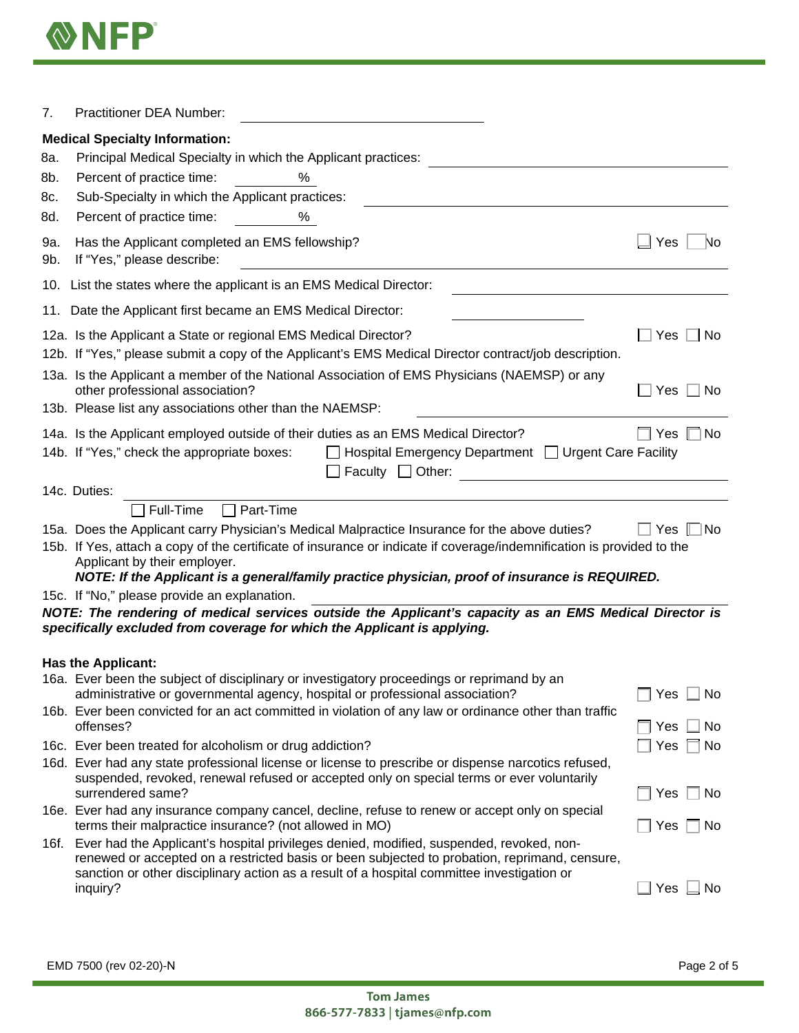7. Practitioner DEA Number: ____________________

**Medical Specialty Information:**

8a. Principal Medical Specialty in which the Applicant practices: ____________________

8b. Percent of practice time: ________ %

8c. Sub-Specialty in which the Applicant practices: ____________________

8d. Percent of practice time: ________ %

9a. Has the Applicant completed an EMS fellowship? ☐ Yes ☐ No

9b. If "Yes," please describe: ____________________

10. List the states where the applicant is an EMS Medical Director: ____________________

11. Date the Applicant first became an EMS Medical Director: ____________________

12a. Is the Applicant a State or regional EMS Medical Director? ☐ Yes ☐ No

12b. If "Yes," please submit a copy of the Applicant's EMS Medical Director contract/job description.

13a. Is the Applicant a member of the National Association of EMS Physicians (NAEMSP) or any other professional association? ☐ Yes ☐ No

13b. Please list any associations other than the NAEMSP: ____________________

14a. Is the Applicant employed outside of their duties as an EMS Medical Director? ☐ Yes ☐ No

14b. If "Yes," check the appropriate boxes: ☐ Hospital Emergency Department ☐ Urgent Care Facility ☐ Faculty ☐ Other: ____________________

14c. Duties: ____________________

☐ Full-Time ☐ Part-Time

15a. Does the Applicant carry Physician's Medical Malpractice Insurance for the above duties? ☐ Yes ☐ No

15b. If Yes, attach a copy of the certificate of insurance or indicate if coverage/indemnification is provided to the Applicant by their employer.
***NOTE: If the Applicant is a general/family practice physician, proof of insurance is REQUIRED.***

15c. If "No," please provide an explanation. ____________________

***NOTE: The rendering of medical services outside the Applicant's capacity as an EMS Medical Director is specifically excluded from coverage for which the Applicant is applying.***

**Has the Applicant:**

16a. Ever been the subject of disciplinary or investigatory proceedings or reprimand by an administrative or governmental agency, hospital or professional association? ☐ Yes ☐ No

16b. Ever been convicted for an act committed in violation of any law or ordinance other than traffic offenses? ☐ Yes ☐ No

16c. Ever been treated for alcoholism or drug addiction? ☐ Yes ☐ No

16d. Ever had any state professional license or license to prescribe or dispense narcotics refused, suspended, revoked, renewal refused or accepted only on special terms or ever voluntarily surrendered same? ☐ Yes ☐ No

16e. Ever had any insurance company cancel, decline, refuse to renew or accept only on special terms their malpractice insurance? (not allowed in MO) ☐ Yes ☐ No

16f. Ever had the Applicant's hospital privileges denied, modified, suspended, revoked, non-renewed or accepted on a restricted basis or been subjected to probation, reprimand, censure, sanction or other disciplinary action as a result of a hospital committee investigation or inquiry? ☐ Yes ☐ No

EMD 7500 (rev 02-20)-N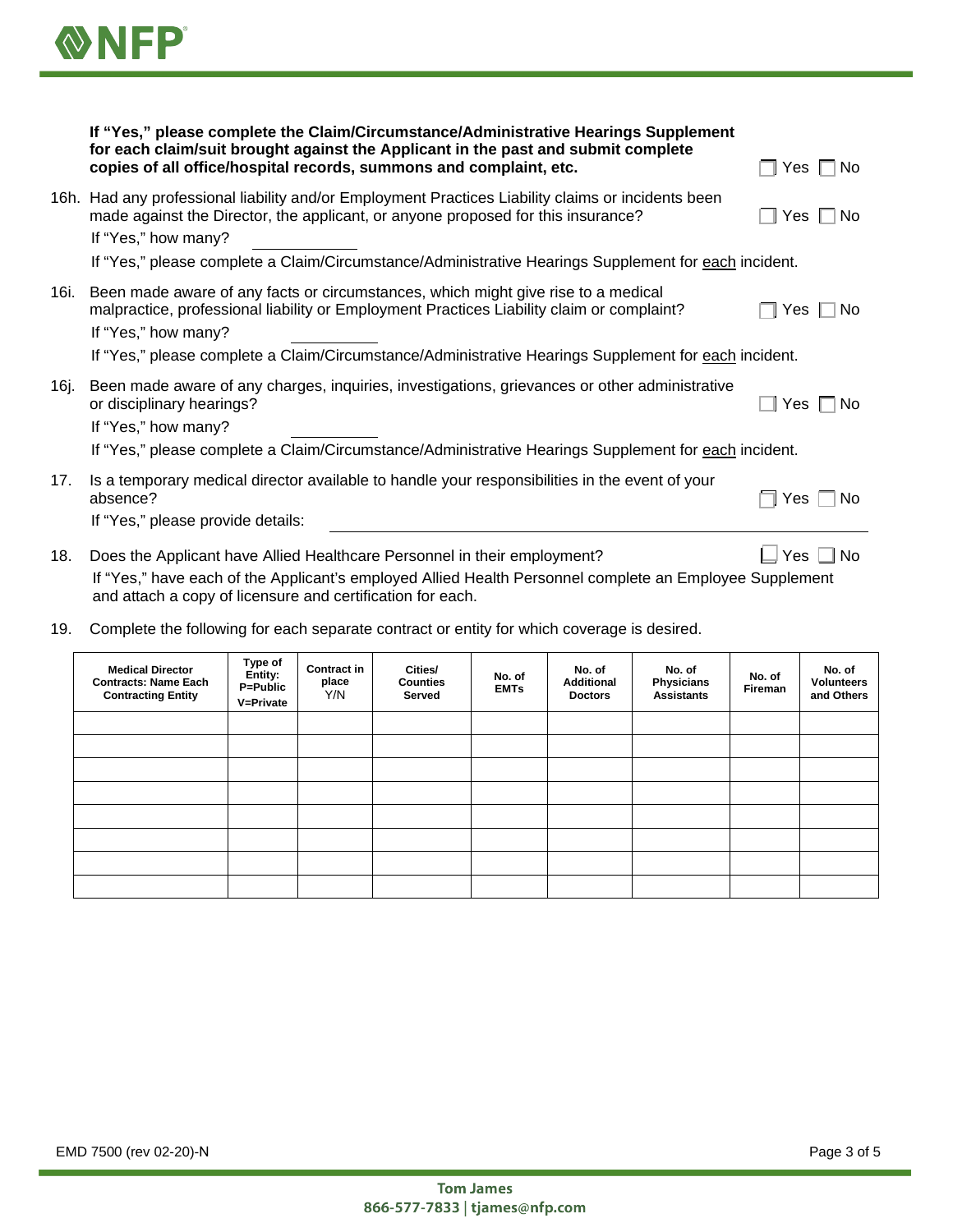**If "Yes," please complete the Claim/Circumstance/Administrative Hearings Supplement for each claim/suit brought against the Applicant in the past and submit complete copies of all office/hospital records, summons and complaint, etc.** ☐ Yes ☐ No

16h. Had any professional liability and/or Employment Practices Liability claims or incidents been made against the Director, the applicant, or anyone proposed for this insurance? ☐ Yes ☐ No

If "Yes," how many? ___________

If "Yes," please complete a Claim/Circumstance/Administrative Hearings Supplement for <u>each</u> incident.

16i. Been made aware of any facts or circumstances, which might give rise to a medical malpractice, professional liability or Employment Practices Liability claim or complaint? ☐ Yes ☐ No

If "Yes," how many? ___________

If "Yes," please complete a Claim/Circumstance/Administrative Hearings Supplement for <u>each</u> incident.

16j. Been made aware of any charges, inquiries, investigations, grievances or other administrative or disciplinary hearings? ☐ Yes ☐ No

If "Yes," how many? ___________

If "Yes," please complete a Claim/Circumstance/Administrative Hearings Supplement for <u>each</u> incident.

17. Is a temporary medical director available to handle your responsibilities in the event of your absence? ☐ Yes ☐ No

If "Yes," please provide details: ___________________________________________

18. Does the Applicant have Allied Healthcare Personnel in their employment? ☐ Yes ☐ No

If "Yes," have each of the Applicant's employed Allied Health Personnel complete an Employee Supplement and attach a copy of licensure and certification for each.

19. Complete the following for each separate contract or entity for which coverage is desired.

| Medical Director Contracts: Name Each Contracting Entity | Type of Entity: P=Public V=Private | Contract in place Y/N | Cities/ Counties Served | No. of EMTs | No. of Additional Doctors | No. of Physicians Assistants | No. of Fireman | No. of Volunteers and Others |
|---|---|---|---|---|---|---|---|---|
| | | | | | | | | |
| | | | | | | | | |
| | | | | | | | | |
| | | | | | | | | |
| | | | | | | | | |
| | | | | | | | | |
| | | | | | | | | |
| | | | | | | | | |

EMD 7500 (rev 02-20)-N

Tom James
866-577-7833 | tjames@nfp.com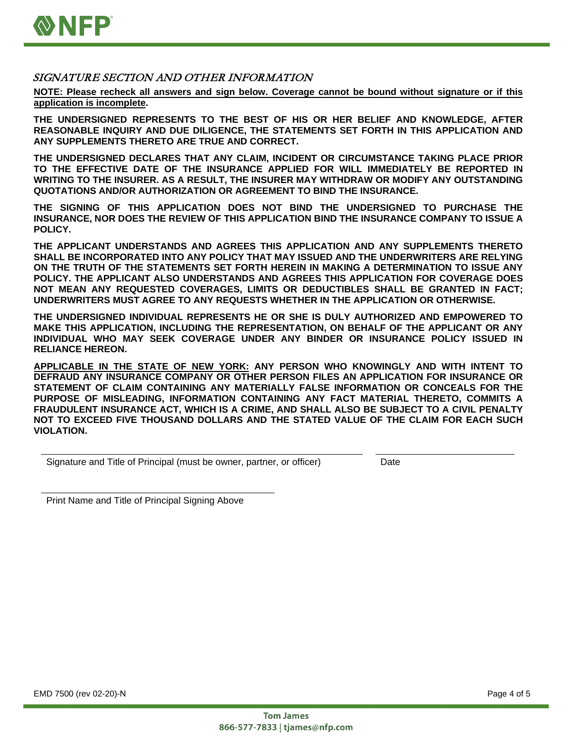## *SIGNATURE SECTION AND OTHER INFORMATION*

**NOTE: Please recheck all answers and sign below. Coverage cannot be bound without signature or if this application is incomplete.**

**THE UNDERSIGNED REPRESENTS TO THE BEST OF HIS OR HER BELIEF AND KNOWLEDGE, AFTER REASONABLE INQUIRY AND DUE DILIGENCE, THE STATEMENTS SET FORTH IN THIS APPLICATION AND ANY SUPPLEMENTS THERETO ARE TRUE AND CORRECT.**

**THE UNDERSIGNED DECLARES THAT ANY CLAIM, INCIDENT OR CIRCUMSTANCE TAKING PLACE PRIOR TO THE EFFECTIVE DATE OF THE INSURANCE APPLIED FOR WILL IMMEDIATELY BE REPORTED IN WRITING TO THE INSURER. AS A RESULT, THE INSURER MAY WITHDRAW OR MODIFY ANY OUTSTANDING QUOTATIONS AND/OR AUTHORIZATION OR AGREEMENT TO BIND THE INSURANCE.**

**THE SIGNING OF THIS APPLICATION DOES NOT BIND THE UNDERSIGNED TO PURCHASE THE INSURANCE, NOR DOES THE REVIEW OF THIS APPLICATION BIND THE INSURANCE COMPANY TO ISSUE A POLICY.**

**THE APPLICANT UNDERSTANDS AND AGREES THIS APPLICATION AND ANY SUPPLEMENTS THERETO SHALL BE INCORPORATED INTO ANY POLICY THAT MAY ISSUED AND THE UNDERWRITERS ARE RELYING ON THE TRUTH OF THE STATEMENTS SET FORTH HEREIN IN MAKING A DETERMINATION TO ISSUE ANY POLICY. THE APPLICANT ALSO UNDERSTANDS AND AGREES THIS APPLICATION FOR COVERAGE DOES NOT MEAN ANY REQUESTED COVERAGES, LIMITS OR DEDUCTIBLES SHALL BE GRANTED IN FACT; UNDERWRITERS MUST AGREE TO ANY REQUESTS WHETHER IN THE APPLICATION OR OTHERWISE.**

**THE UNDERSIGNED INDIVIDUAL REPRESENTS HE OR SHE IS DULY AUTHORIZED AND EMPOWERED TO MAKE THIS APPLICATION, INCLUDING THE REPRESENTATION, ON BEHALF OF THE APPLICANT OR ANY INDIVIDUAL WHO MAY SEEK COVERAGE UNDER ANY BINDER OR INSURANCE POLICY ISSUED IN RELIANCE HEREON.**

**APPLICABLE IN THE STATE OF NEW YORK: ANY PERSON WHO KNOWINGLY AND WITH INTENT TO DEFRAUD ANY INSURANCE COMPANY OR OTHER PERSON FILES AN APPLICATION FOR INSURANCE OR STATEMENT OF CLAIM CONTAINING ANY MATERIALLY FALSE INFORMATION OR CONCEALS FOR THE PURPOSE OF MISLEADING, INFORMATION CONTAINING ANY FACT MATERIAL THERETO, COMMITS A FRAUDULENT INSURANCE ACT, WHICH IS A CRIME, AND SHALL ALSO BE SUBJECT TO A CIVIL PENALTY NOT TO EXCEED FIVE THOUSAND DOLLARS AND THE STATED VALUE OF THE CLAIM FOR EACH SUCH VIOLATION.**

______________________________________________ ______________________

Signature and Title of Principal (must be owner, partner, or officer) Date

______________________________________________

Print Name and Title of Principal Signing Above

EMD 7500 (rev 02-20)-N

Tom James
866-577-7833 | tjames@nfp.com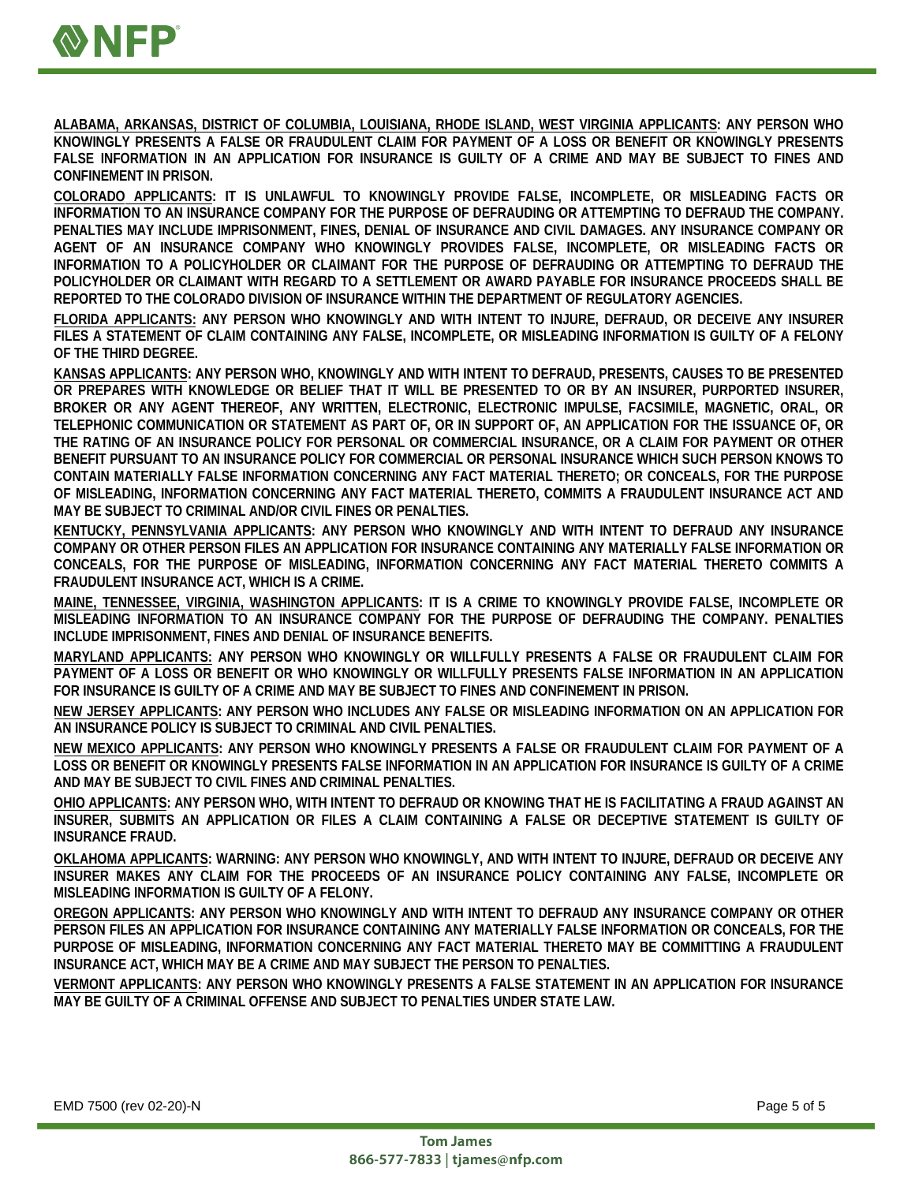**ALABAMA, ARKANSAS, DISTRICT OF COLUMBIA, LOUISIANA, RHODE ISLAND, WEST VIRGINIA APPLICANTS: ANY PERSON WHO KNOWINGLY PRESENTS A FALSE OR FRAUDULENT CLAIM FOR PAYMENT OF A LOSS OR BENEFIT OR KNOWINGLY PRESENTS FALSE INFORMATION IN AN APPLICATION FOR INSURANCE IS GUILTY OF A CRIME AND MAY BE SUBJECT TO FINES AND CONFINEMENT IN PRISON.**

**COLORADO APPLICANTS: IT IS UNLAWFUL TO KNOWINGLY PROVIDE FALSE, INCOMPLETE, OR MISLEADING FACTS OR INFORMATION TO AN INSURANCE COMPANY FOR THE PURPOSE OF DEFRAUDING OR ATTEMPTING TO DEFRAUD THE COMPANY. PENALTIES MAY INCLUDE IMPRISONMENT, FINES, DENIAL OF INSURANCE AND CIVIL DAMAGES. ANY INSURANCE COMPANY OR AGENT OF AN INSURANCE COMPANY WHO KNOWINGLY PROVIDES FALSE, INCOMPLETE, OR MISLEADING FACTS OR INFORMATION TO A POLICYHOLDER OR CLAIMANT FOR THE PURPOSE OF DEFRAUDING OR ATTEMPTING TO DEFRAUD THE POLICYHOLDER OR CLAIMANT WITH REGARD TO A SETTLEMENT OR AWARD PAYABLE FOR INSURANCE PROCEEDS SHALL BE REPORTED TO THE COLORADO DIVISION OF INSURANCE WITHIN THE DEPARTMENT OF REGULATORY AGENCIES.**

**FLORIDA APPLICANTS: ANY PERSON WHO KNOWINGLY AND WITH INTENT TO INJURE, DEFRAUD, OR DECEIVE ANY INSURER FILES A STATEMENT OF CLAIM CONTAINING ANY FALSE, INCOMPLETE, OR MISLEADING INFORMATION IS GUILTY OF A FELONY OF THE THIRD DEGREE.**

**KANSAS APPLICANTS: ANY PERSON WHO, KNOWINGLY AND WITH INTENT TO DEFRAUD, PRESENTS, CAUSES TO BE PRESENTED OR PREPARES WITH KNOWLEDGE OR BELIEF THAT IT WILL BE PRESENTED TO OR BY AN INSURER, PURPORTED INSURER, BROKER OR ANY AGENT THEREOF, ANY WRITTEN, ELECTRONIC, ELECTRONIC IMPULSE, FACSIMILE, MAGNETIC, ORAL, OR TELEPHONIC COMMUNICATION OR STATEMENT AS PART OF, OR IN SUPPORT OF, AN APPLICATION FOR THE ISSUANCE OF, OR THE RATING OF AN INSURANCE POLICY FOR PERSONAL OR COMMERCIAL INSURANCE, OR A CLAIM FOR PAYMENT OR OTHER BENEFIT PURSUANT TO AN INSURANCE POLICY FOR COMMERCIAL OR PERSONAL INSURANCE WHICH SUCH PERSON KNOWS TO CONTAIN MATERIALLY FALSE INFORMATION CONCERNING ANY FACT MATERIAL THERETO; OR CONCEALS, FOR THE PURPOSE OF MISLEADING, INFORMATION CONCERNING ANY FACT MATERIAL THERETO, COMMITS A FRAUDULENT INSURANCE ACT AND MAY BE SUBJECT TO CRIMINAL AND/OR CIVIL FINES OR PENALTIES.**

**KENTUCKY, PENNSYLVANIA APPLICANTS: ANY PERSON WHO KNOWINGLY AND WITH INTENT TO DEFRAUD ANY INSURANCE COMPANY OR OTHER PERSON FILES AN APPLICATION FOR INSURANCE CONTAINING ANY MATERIALLY FALSE INFORMATION OR CONCEALS, FOR THE PURPOSE OF MISLEADING, INFORMATION CONCERNING ANY FACT MATERIAL THERETO COMMITS A FRAUDULENT INSURANCE ACT, WHICH IS A CRIME.**

**MAINE, TENNESSEE, VIRGINIA, WASHINGTON APPLICANTS: IT IS A CRIME TO KNOWINGLY PROVIDE FALSE, INCOMPLETE OR MISLEADING INFORMATION TO AN INSURANCE COMPANY FOR THE PURPOSE OF DEFRAUDING THE COMPANY. PENALTIES INCLUDE IMPRISONMENT, FINES AND DENIAL OF INSURANCE BENEFITS.**

**MARYLAND APPLICANTS: ANY PERSON WHO KNOWINGLY OR WILLFULLY PRESENTS A FALSE OR FRAUDULENT CLAIM FOR PAYMENT OF A LOSS OR BENEFIT OR WHO KNOWINGLY OR WILLFULLY PRESENTS FALSE INFORMATION IN AN APPLICATION FOR INSURANCE IS GUILTY OF A CRIME AND MAY BE SUBJECT TO FINES AND CONFINEMENT IN PRISON.**

**NEW JERSEY APPLICANTS: ANY PERSON WHO INCLUDES ANY FALSE OR MISLEADING INFORMATION ON AN APPLICATION FOR AN INSURANCE POLICY IS SUBJECT TO CRIMINAL AND CIVIL PENALTIES.**

**NEW MEXICO APPLICANTS: ANY PERSON WHO KNOWINGLY PRESENTS A FALSE OR FRAUDULENT CLAIM FOR PAYMENT OF A LOSS OR BENEFIT OR KNOWINGLY PRESENTS FALSE INFORMATION IN AN APPLICATION FOR INSURANCE IS GUILTY OF A CRIME AND MAY BE SUBJECT TO CIVIL FINES AND CRIMINAL PENALTIES.**

**OHIO APPLICANTS: ANY PERSON WHO, WITH INTENT TO DEFRAUD OR KNOWING THAT HE IS FACILITATING A FRAUD AGAINST AN INSURER, SUBMITS AN APPLICATION OR FILES A CLAIM CONTAINING A FALSE OR DECEPTIVE STATEMENT IS GUILTY OF INSURANCE FRAUD.**

**OKLAHOMA APPLICANTS: WARNING: ANY PERSON WHO KNOWINGLY, AND WITH INTENT TO INJURE, DEFRAUD OR DECEIVE ANY INSURER MAKES ANY CLAIM FOR THE PROCEEDS OF AN INSURANCE POLICY CONTAINING ANY FALSE, INCOMPLETE OR MISLEADING INFORMATION IS GUILTY OF A FELONY.**

**OREGON APPLICANTS: ANY PERSON WHO KNOWINGLY AND WITH INTENT TO DEFRAUD ANY INSURANCE COMPANY OR OTHER PERSON FILES AN APPLICATION FOR INSURANCE CONTAINING ANY MATERIALLY FALSE INFORMATION OR CONCEALS, FOR THE PURPOSE OF MISLEADING, INFORMATION CONCERNING ANY FACT MATERIAL THERETO MAY BE COMMITTING A FRAUDULENT INSURANCE ACT, WHICH MAY BE A CRIME AND MAY SUBJECT THE PERSON TO PENALTIES.**

**VERMONT APPLICANTS: ANY PERSON WHO KNOWINGLY PRESENTS A FALSE STATEMENT IN AN APPLICATION FOR INSURANCE MAY BE GUILTY OF A CRIMINAL OFFENSE AND SUBJECT TO PENALTIES UNDER STATE LAW.**